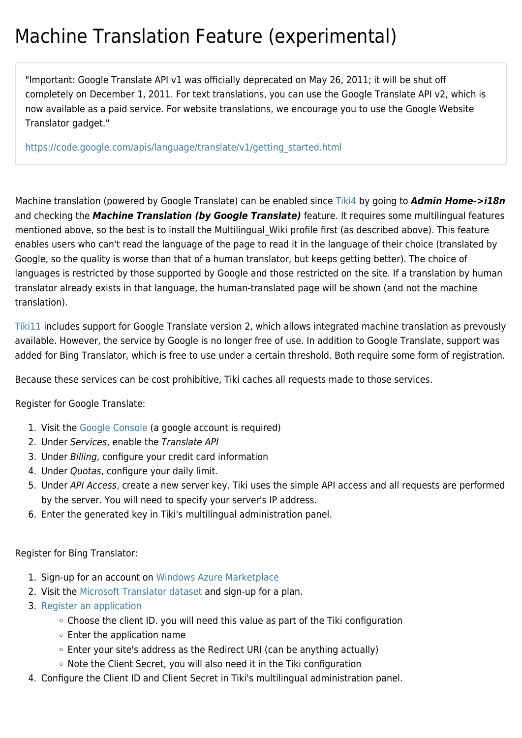# Machine Translation Feature (experimental)

"Important: Google Translate API v1 was officially deprecated on May 26, 2011; it will be shut off completely on December 1, 2011. For text translations, you can use the Google Translate API v2, which is now available as a paid service. For website translations, we encourage you to use the Google Website Translator gadget."

https://code.google.com/apis/language/translate/v1/getting_started.html

Machine translation (powered by Google Translate) can be enabled since Tiki4 by going to ***Admin Home->i18n*** and checking the ***Machine Translation (by Google Translate)*** feature. It requires some multilingual features mentioned above, so the best is to install the Multilingual_Wiki profile first (as described above). This feature enables users who can't read the language of the page to read it in the language of their choice (translated by Google, so the quality is worse than that of a human translator, but keeps getting better). The choice of languages is restricted by those supported by Google and those restricted on the site. If a translation by human translator already exists in that language, the human-translated page will be shown (and not the machine translation).

Tiki11 includes support for Google Translate version 2, which allows integrated machine translation as prevously available. However, the service by Google is no longer free of use. In addition to Google Translate, support was added for Bing Translator, which is free to use under a certain threshold. Both require some form of registration.

Because these services can be cost prohibitive, Tiki caches all requests made to those services.

Register for Google Translate:

1. Visit the Google Console (a google account is required)
2. Under *Services*, enable the *Translate API*
3. Under *Billing*, configure your credit card information
4. Under *Quotas*, configure your daily limit.
5. Under *API Access*, create a new server key. Tiki uses the simple API access and all requests are performed by the server. You will need to specify your server's IP address.
6. Enter the generated key in Tiki's multilingual administration panel.

Register for Bing Translator:

1. Sign-up for an account on Windows Azure Marketplace
2. Visit the Microsoft Translator dataset and sign-up for a plan.
3. Register an application
   - Choose the client ID. you will need this value as part of the Tiki configuration
   - Enter the application name
   - Enter your site's address as the Redirect URI (can be anything actually)
   - Note the Client Secret, you will also need it in the Tiki configuration
4. Configure the Client ID and Client Secret in Tiki's multilingual administration panel.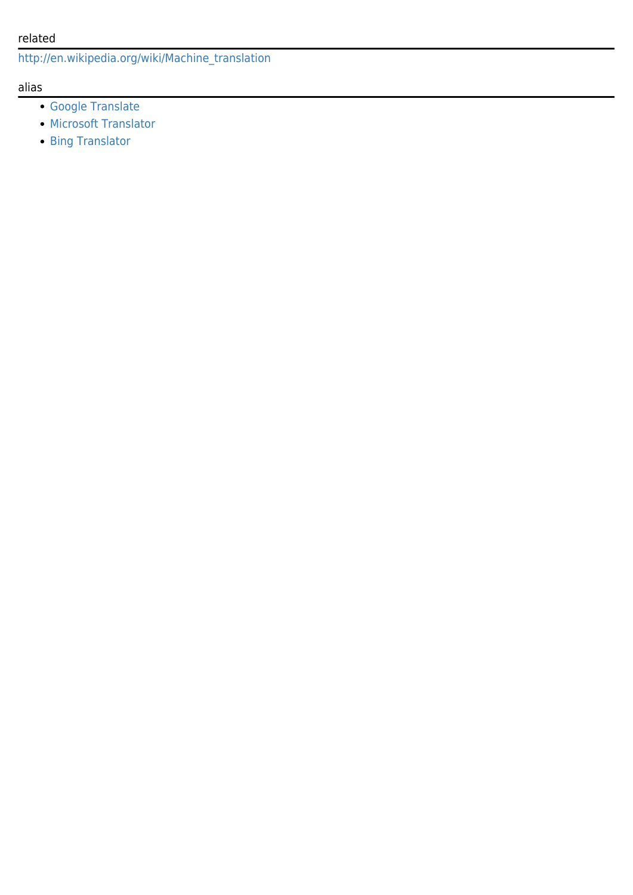## related

http://en.wikipedia.org/wiki/Machine_translation

## alias

- Google Translate
- Microsoft Translator
- Bing Translator